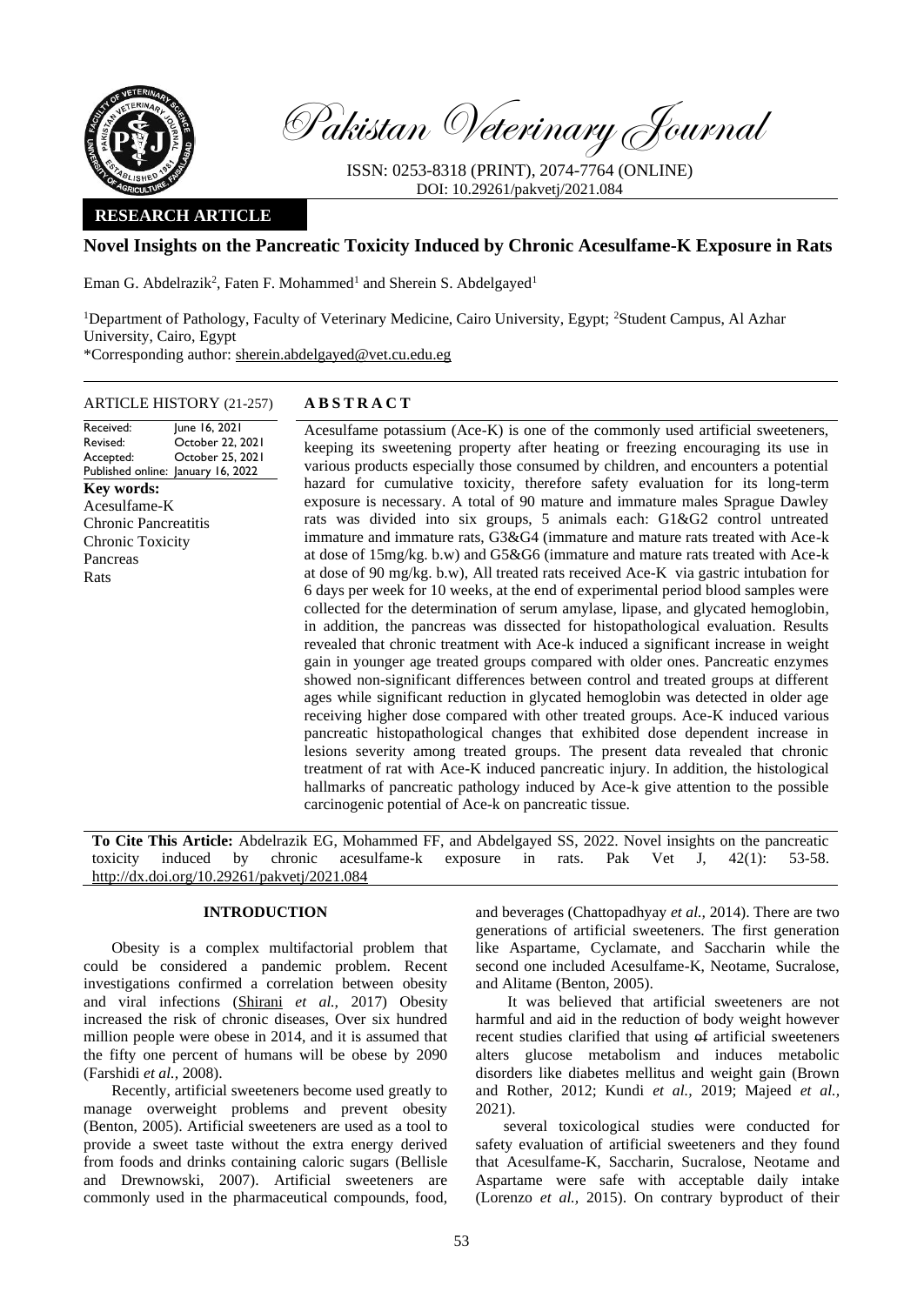Pakistan Veterinary Journal

ISSN: 0253-8318 (PRINT), 2074-7764 (ONLINE)
DOI: 10.29261/pakvetj/2021.084

**RESEARCH ARTICLE**

# Novel Insights on the Pancreatic Toxicity Induced by Chronic Acesulfame-K Exposure in Rats

Eman G. Abdelrazik[2], Faten F. Mohammed[1] and Sherein S. Abdelgayed[1]

[1]Department of Pathology, Faculty of Veterinary Medicine, Cairo University, Egypt; [2]Student Campus, Al Azhar University, Cairo, Egypt

*Corresponding author: sherein.abdelgayed@vet.cu.edu.eg

ARTICLE HISTORY (21-257)

| | |
|---|---|
| Received: | June 16, 2021 |
| Revised: | October 22, 2021 |
| Accepted: | October 25, 2021 |
| Published online: | January 16, 2022 |

**Key words:**
Acesulfame-K
Chronic Pancreatitis
Chronic Toxicity
Pancreas
Rats

## ABSTRACT

Acesulfame potassium (Ace-K) is one of the commonly used artificial sweeteners, keeping its sweetening property after heating or freezing encouraging its use in various products especially those consumed by children, and encounters a potential hazard for cumulative toxicity, therefore safety evaluation for its long-term exposure is necessary. A total of 90 mature and immature males Sprague Dawley rats was divided into six groups, 5 animals each: G1&G2 control untreated immature and immature rats, G3&G4 (immature and mature rats treated with Ace-k at dose of 15mg/kg. b.w) and G5&G6 (immature and mature rats treated with Ace-k at dose of 90 mg/kg. b.w), All treated rats received Ace-K via gastric intubation for 6 days per week for 10 weeks, at the end of experimental period blood samples were collected for the determination of serum amylase, lipase, and glycated hemoglobin, in addition, the pancreas was dissected for histopathological evaluation. Results revealed that chronic treatment with Ace-k induced a significant increase in weight gain in younger age treated groups compared with older ones. Pancreatic enzymes showed non-significant differences between control and treated groups at different ages while significant reduction in glycated hemoglobin was detected in older age receiving higher dose compared with other treated groups. Ace-K induced various pancreatic histopathological changes that exhibited dose dependent increase in lesions severity among treated groups. The present data revealed that chronic treatment of rat with Ace-K induced pancreatic injury. In addition, the histological hallmarks of pancreatic pathology induced by Ace-k give attention to the possible carcinogenic potential of Ace-k on pancreatic tissue.

**To Cite This Article:** Abdelrazik EG, Mohammed FF, and Abdelgayed SS, 2022. Novel insights on the pancreatic toxicity induced by chronic acesulfame-k exposure in rats. Pak Vet J, 42(1): 53-58. http://dx.doi.org/10.29261/pakvetj/2021.084

## INTRODUCTION

Obesity is a complex multifactorial problem that could be considered a pandemic problem. Recent investigations confirmed a correlation between obesity and viral infections (Shirani *et al.,* 2017) Obesity increased the risk of chronic diseases, Over six hundred million people were obese in 2014, and it is assumed that the fifty one percent of humans will be obese by 2090 (Farshidi *et al.,* 2008).

Recently, artificial sweeteners become used greatly to manage overweight problems and prevent obesity (Benton, 2005). Artificial sweeteners are used as a tool to provide a sweet taste without the extra energy derived from foods and drinks containing caloric sugars (Bellisle and Drewnowski, 2007). Artificial sweeteners are commonly used in the pharmaceutical compounds, food, and beverages (Chattopadhyay *et al.,* 2014). There are two generations of artificial sweeteners. The first generation like Aspartame, Cyclamate, and Saccharin while the second one included Acesulfame-K, Neotame, Sucralose, and Alitame (Benton, 2005).

It was believed that artificial sweeteners are not harmful and aid in the reduction of body weight however recent studies clarified that using ~~of~~ artificial sweeteners alters glucose metabolism and induces metabolic disorders like diabetes mellitus and weight gain (Brown and Rother, 2012; Kundi *et al.,* 2019; Majeed *et al.,* 2021).

several toxicological studies were conducted for safety evaluation of artificial sweeteners and they found that Acesulfame-K, Saccharin, Sucralose, Neotame and Aspartame were safe with acceptable daily intake (Lorenzo *et al.,* 2015). On contrary byproduct of their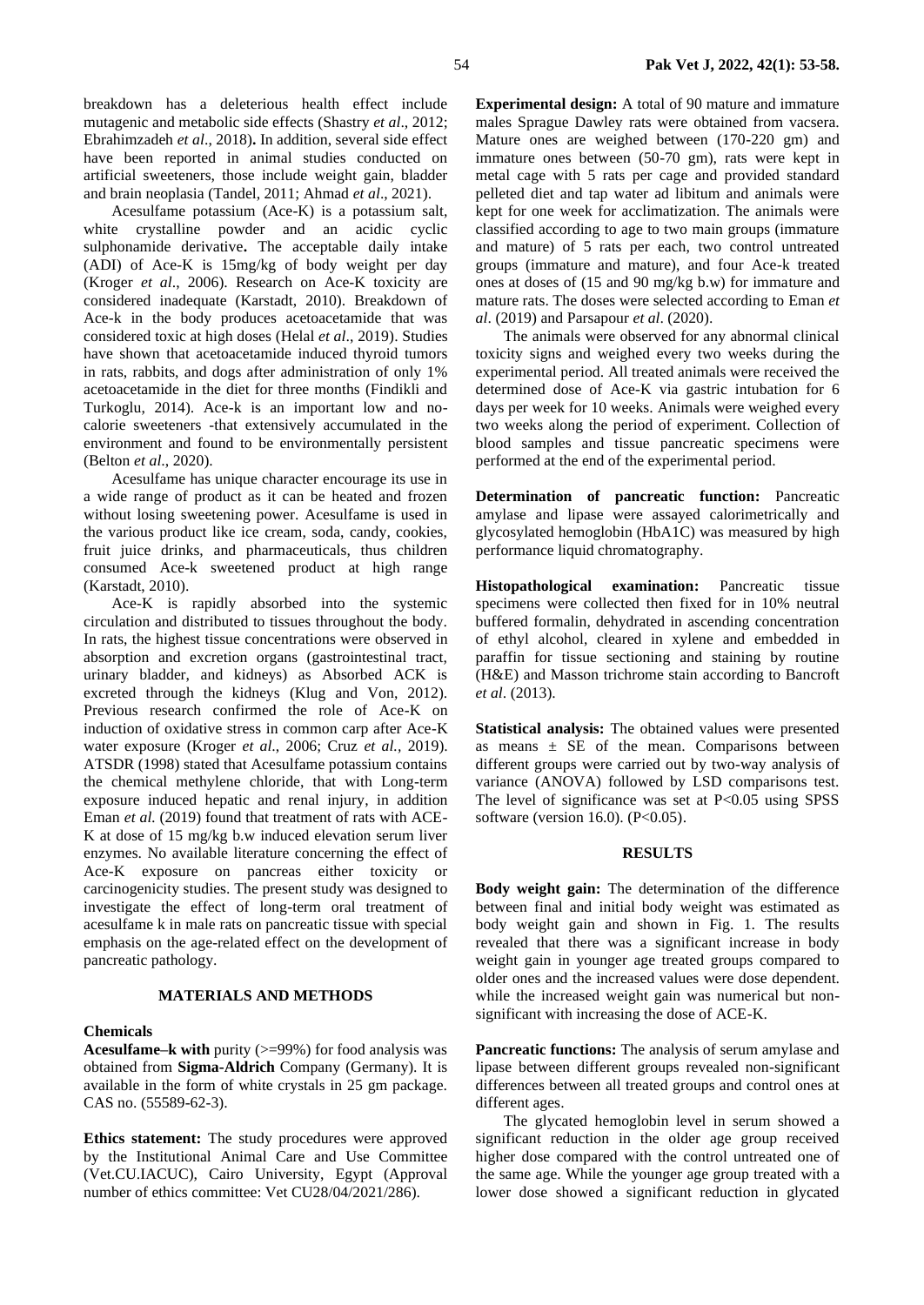breakdown has a deleterious health effect include mutagenic and metabolic side effects (Shastry *et al*., 2012; Ebrahimzadeh *et al*., 2018)**.** In addition, several side effect have been reported in animal studies conducted on artificial sweeteners, those include weight gain, bladder and brain neoplasia (Tandel, 2011; Ahmad *et al*., 2021).

Acesulfame potassium (Ace-K) is a potassium salt, white crystalline powder and an acidic cyclic sulphonamide derivative**.** The acceptable daily intake (ADI) of Ace-K is 15mg/kg of body weight per day (Kroger *et al*., 2006). Research on Ace-K toxicity are considered inadequate (Karstadt, 2010). Breakdown of Ace-k in the body produces acetoacetamide that was considered toxic at high doses (Helal *et al*., 2019). Studies have shown that acetoacetamide induced thyroid tumors in rats, rabbits, and dogs after administration of only 1% acetoacetamide in the diet for three months (Findikli and Turkoglu, 2014). Ace-k is an important low and no-calorie sweeteners -that extensively accumulated in the environment and found to be environmentally persistent (Belton *et al*., 2020).

Acesulfame has unique character encourage its use in a wide range of product as it can be heated and frozen without losing sweetening power. Acesulfame is used in the various product like ice cream, soda, candy, cookies, fruit juice drinks, and pharmaceuticals, thus children consumed Ace-k sweetened product at high range (Karstadt, 2010).

Ace-K is rapidly absorbed into the systemic circulation and distributed to tissues throughout the body. In rats, the highest tissue concentrations were observed in absorption and excretion organs (gastrointestinal tract, urinary bladder, and kidneys) as Absorbed ACK is excreted through the kidneys (Klug and Von, 2012). Previous research confirmed the role of Ace-K on induction of oxidative stress in common carp after Ace-K water exposure (Kroger *et al*., 2006; Cruz *et al.,* 2019). ATSDR (1998) stated that Acesulfame potassium contains the chemical methylene chloride, that with Long-term exposure induced hepatic and renal injury, in addition Eman *et al.* (2019) found that treatment of rats with ACE-K at dose of 15 mg/kg b.w induced elevation serum liver enzymes. No available literature concerning the effect of Ace-K exposure on pancreas either toxicity or carcinogenicity studies. The present study was designed to investigate the effect of long-term oral treatment of acesulfame k in male rats on pancreatic tissue with special emphasis on the age-related effect on the development of pancreatic pathology.

## MATERIALS AND METHODS

### Chemicals

**Acesulfame–k with** purity (>=99%) for food analysis was obtained from **Sigma-Aldrich** Company (Germany). It is available in the form of white crystals in 25 gm package. CAS no. (55589-62-3).

**Ethics statement:** The study procedures were approved by the Institutional Animal Care and Use Committee (Vet.CU.IACUC), Cairo University, Egypt (Approval number of ethics committee: Vet CU28/04/2021/286).

**Experimental design:** A total of 90 mature and immature males Sprague Dawley rats were obtained from vacsera. Mature ones are weighed between (170-220 gm) and immature ones between (50-70 gm), rats were kept in metal cage with 5 rats per cage and provided standard pelleted diet and tap water ad libitum and animals were kept for one week for acclimatization. The animals were classified according to age to two main groups (immature and mature) of 5 rats per each, two control untreated groups (immature and mature), and four Ace-k treated ones at doses of (15 and 90 mg/kg b.w) for immature and mature rats. The doses were selected according to Eman *et al*. (2019) and Parsapour *et al*. (2020).

The animals were observed for any abnormal clinical toxicity signs and weighed every two weeks during the experimental period. All treated animals were received the determined dose of Ace-K via gastric intubation for 6 days per week for 10 weeks. Animals were weighed every two weeks along the period of experiment. Collection of blood samples and tissue pancreatic specimens were performed at the end of the experimental period.

**Determination of pancreatic function:** Pancreatic amylase and lipase were assayed calorimetrically and glycosylated hemoglobin (HbA1C) was measured by high performance liquid chromatography.

**Histopathological examination:** Pancreatic tissue specimens were collected then fixed for in 10% neutral buffered formalin, dehydrated in ascending concentration of ethyl alcohol, cleared in xylene and embedded in paraffin for tissue sectioning and staining by routine (H&E) and Masson trichrome stain according to Bancroft *et al*. (2013).

**Statistical analysis:** The obtained values were presented as means ± SE of the mean. Comparisons between different groups were carried out by two-way analysis of variance (ANOVA) followed by LSD comparisons test. The level of significance was set at $P<0.05$ using SPSS software (version 16.0). ($P<0.05$).

## RESULTS

**Body weight gain:** The determination of the difference between final and initial body weight was estimated as body weight gain and shown in Fig. 1. The results revealed that there was a significant increase in body weight gain in younger age treated groups compared to older ones and the increased values were dose dependent. while the increased weight gain was numerical but non-significant with increasing the dose of ACE-K.

**Pancreatic functions:** The analysis of serum amylase and lipase between different groups revealed non-significant differences between all treated groups and control ones at different ages.

The glycated hemoglobin level in serum showed a significant reduction in the older age group received higher dose compared with the control untreated one of the same age. While the younger age group treated with a lower dose showed a significant reduction in glycated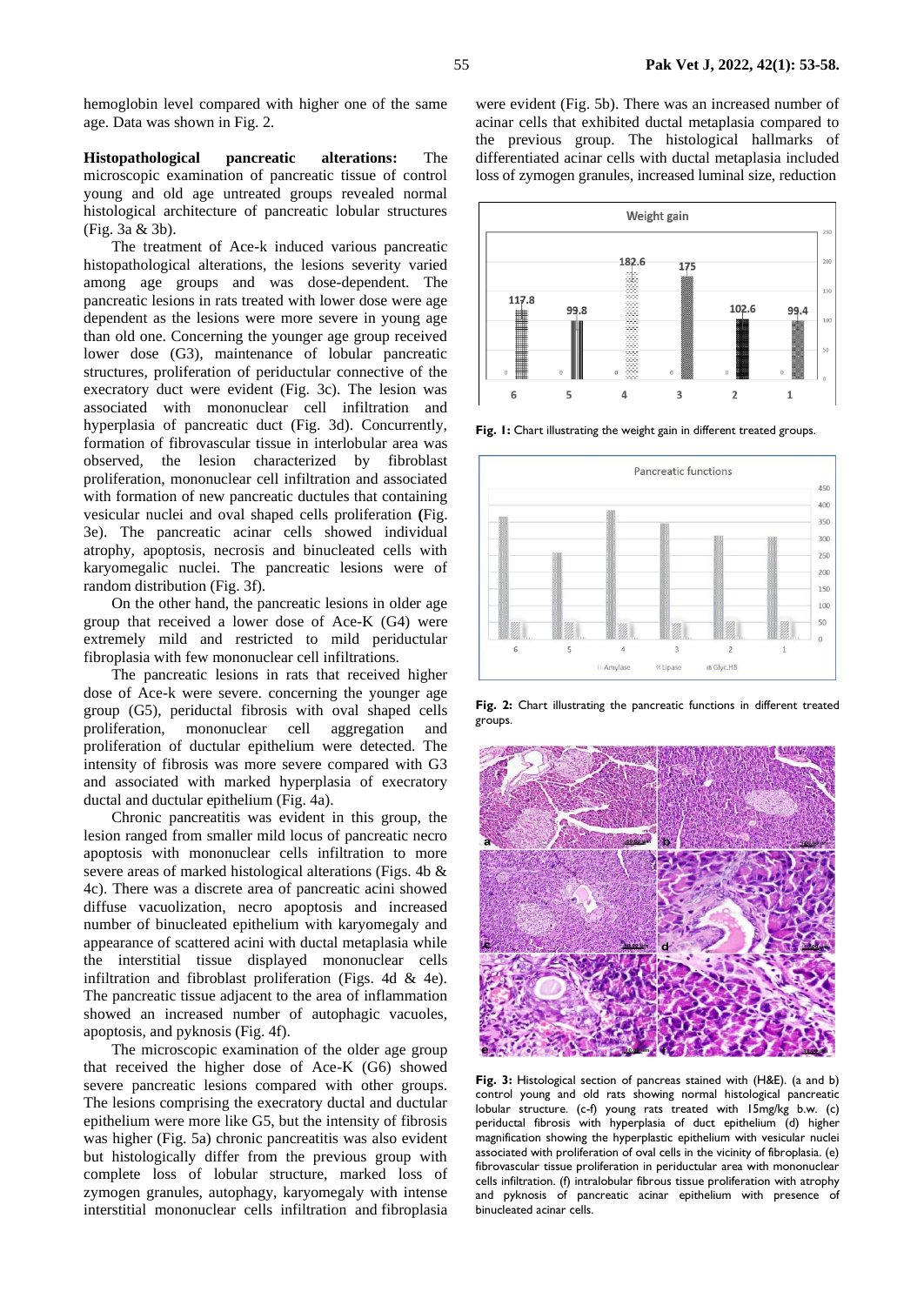hemoglobin level compared with higher one of the same age. Data was shown in Fig. 2.

**Histopathological pancreatic alterations:** The microscopic examination of pancreatic tissue of control young and old age untreated groups revealed normal histological architecture of pancreatic lobular structures (Fig. 3a & 3b).

The treatment of Ace-k induced various pancreatic histopathological alterations, the lesions severity varied among age groups and was dose-dependent. The pancreatic lesions in rats treated with lower dose were age dependent as the lesions were more severe in young age than old one. Concerning the younger age group received lower dose (G3), maintenance of lobular pancreatic structures, proliferation of periductular connective of the execratory duct were evident (Fig. 3c). The lesion was associated with mononuclear cell infiltration and hyperplasia of pancreatic duct (Fig. 3d). Concurrently, formation of fibrovascular tissue in interlobular area was observed, the lesion characterized by fibroblast proliferation, mononuclear cell infiltration and associated with formation of new pancreatic ductules that containing vesicular nuclei and oval shaped cells proliferation **(**Fig. 3e). The pancreatic acinar cells showed individual atrophy, apoptosis, necrosis and binucleated cells with karyomegalic nuclei. The pancreatic lesions were of random distribution (Fig. 3f).

On the other hand, the pancreatic lesions in older age group that received a lower dose of Ace-K (G4) were extremely mild and restricted to mild periductular fibroplasia with few mononuclear cell infiltrations.

The pancreatic lesions in rats that received higher dose of Ace-k were severe. concerning the younger age group (G5), periductal fibrosis with oval shaped cells proliferation, mononuclear cell aggregation and proliferation of ductular epithelium were detected. The intensity of fibrosis was more severe compared with G3 and associated with marked hyperplasia of execratory ductal and ductular epithelium (Fig. 4a).

Chronic pancreatitis was evident in this group, the lesion ranged from smaller mild locus of pancreatic necro apoptosis with mononuclear cells infiltration to more severe areas of marked histological alterations (Figs. 4b & 4c). There was a discrete area of pancreatic acini showed diffuse vacuolization, necro apoptosis and increased number of binucleated epithelium with karyomegaly and appearance of scattered acini with ductal metaplasia while the interstitial tissue displayed mononuclear cells infiltration and fibroblast proliferation (Figs. 4d & 4e). The pancreatic tissue adjacent to the area of inflammation showed an increased number of autophagic vacuoles, apoptosis, and pyknosis (Fig. 4f).

The microscopic examination of the older age group that received the higher dose of Ace-K (G6) showed severe pancreatic lesions compared with other groups. The lesions comprising the execratory ductal and ductular epithelium were more like G5, but the intensity of fibrosis was higher (Fig. 5a) chronic pancreatitis was also evident but histologically differ from the previous group with complete loss of lobular structure, marked loss of zymogen granules, autophagy, karyomegaly with intense interstitial mononuclear cells infiltration and fibroplasia were evident (Fig. 5b). There was an increased number of acinar cells that exhibited ductal metaplasia compared to the previous group. The histological hallmarks of differentiated acinar cells with ductal metaplasia included loss of zymogen granules, increased luminal size, reduction

**Fig. 1:** Chart illustrating the weight gain in different treated groups.

**Fig. 2:** Chart illustrating the pancreatic functions in different treated groups.

**Fig. 3:** Histological section of pancreas stained with (H&E). (a and b) control young and old rats showing normal histological pancreatic lobular structure. (c-f) young rats treated with 15mg/kg b.w. (c) periductal fibrosis with hyperplasia of duct epithelium (d) higher magnification showing the hyperplastic epithelium with vesicular nuclei associated with proliferation of oval cells in the vicinity of fibroplasia. (e) fibrovascular tissue proliferation in periductular area with mononuclear cells infiltration. (f) intralobular fibrous tissue proliferation with atrophy and pyknosis of pancreatic acinar epithelium with presence of binucleated acinar cells.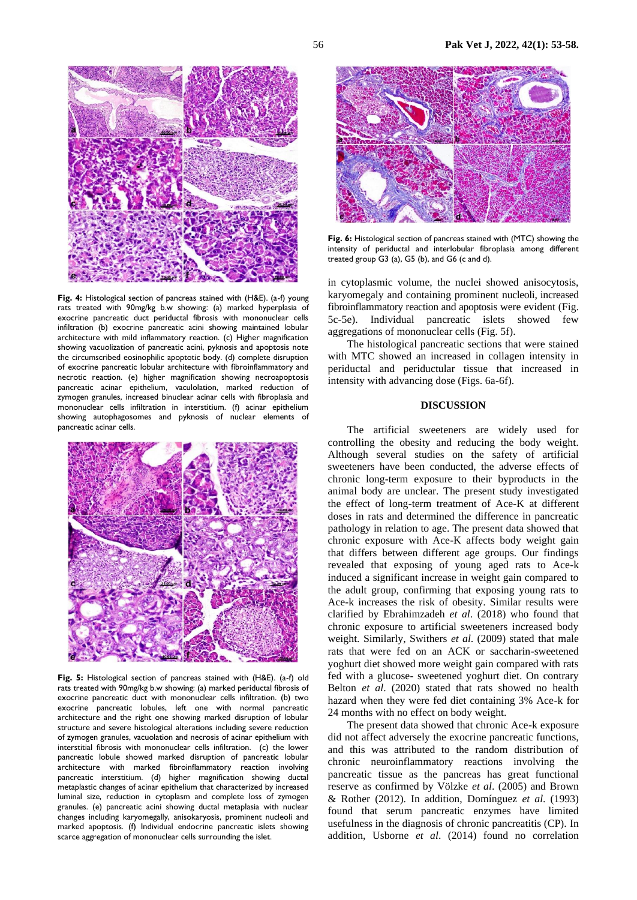**Fig. 4:** Histological section of pancreas stained with (H&E). (a-f) young rats treated with 90mg/kg b.w showing: (a) marked hyperplasia of exocrine pancreatic duct periductal fibrosis with mononuclear cells infiltration (b) exocrine pancreatic acini showing maintained lobular architecture with mild inflammatory reaction. (c) Higher magnification showing vacuolization of pancreatic acini, pyknosis and apoptosis note the circumscribed eosinophilic apoptotic body. (d) complete disruption of exocrine pancreatic lobular architecture with fibroinflammatory and necrotic reaction. (e) higher magnification showing necroapoptosis pancreatic acinar epithelium, vaculolation, marked reduction of zymogen granules, increased binucleat acinar cells with fibroplasia and mononuclear cells infiltration in interstitium. (f) acinar epithelium showing autophagosomes and pyknosis of nuclear elements of pancreatic acinar cells.

**Fig. 5:** Histological section of pancreas stained with (H&E). (a-f) old rats treated with 90mg/kg b.w showing: (a) marked periductal fibrosis of exocrine pancreatic duct with mononuclear cells infiltration. (b) two exocrine pancreatic lobules, left one with normal pancreatic architecture and the right one showing marked disruption of lobular structure and severe histological alterations including severe reduction of zymogen granules, vacuolation and necrosis of acinar epithelium with interstitial fibrosis with mononuclear cells infiltration. (c) the lower pancreatic lobule showed marked disruption of pancreatic lobular architecture with marked fibroinflammatory reaction involving pancreatic interstitium. (d) higher magnification showing ductal metaplastic changes of acinar epithelium that characterized by increased luminal size, reduction in cytoplasm and complete loss of zymogen granules. (e) pancreatic acini showing ductal metaplasia with nuclear changes including karyomegally, anisokaryosis, prominent nucleoli and marked apoptosis. (f) Individual endocrine pancreatic islets showing scarce aggregation of mononuclear cells surrounding the islet.

**Fig. 6:** Histological section of pancreas stained with (MTC) showing the intensity of periductal and interlobular fibroplasia among different treated group G3 (a), G5 (b), and G6 (c and d).

in cytoplasmic volume, the nuclei showed anisocytosis, karyomegaly and containing prominent nucleoli, increased fibroinflammatory reaction and apoptosis were evident (Fig. 5c-5e). Individual pancreatic islets showed few aggregations of mononuclear cells (Fig. 5f).

The histological pancreatic sections that were stained with MTC showed an increased in collagen intensity in periductal and periductular tissue that increased in intensity with advancing dose (Figs. 6a-6f).

## DISCUSSION

The artificial sweeteners are widely used for controlling the obesity and reducing the body weight. Although several studies on the safety of artificial sweeteners have been conducted, the adverse effects of chronic long-term exposure to their byproducts in the animal body are unclear. The present study investigated the effect of long-term treatment of Ace-K at different doses in rats and determined the difference in pancreatic pathology in relation to age. The present data showed that chronic exposure with Ace-K affects body weight gain that differs between different age groups. Our findings revealed that exposing of young aged rats to Ace-k induced a significant increase in weight gain compared to the adult group, confirming that exposing young rats to Ace-k increases the risk of obesity. Similar results were clarified by Ebrahimzadeh *et al*. (2018) who found that chronic exposure to artificial sweeteners increased body weight. Similarly, Swithers *et al*. (2009) stated that male rats that were fed on an ACK or saccharin-sweetened yoghurt diet showed more weight gain compared with rats fed with a glucose- sweetened yoghurt diet. On contrary Belton *et al*. (2020) stated that rats showed no health hazard when they were fed diet containing 3% Ace-k for 24 months with no effect on body weight.

The present data showed that chronic Ace-k exposure did not affect adversely the exocrine pancreatic functions, and this was attributed to the random distribution of chronic neuroinflammatory reactions involving the pancreatic tissue as the pancreas has great functional reserve as confirmed by Völzke *et al*. (2005) and Brown & Rother (2012). In addition, Domínguez *et al*. (1993) found that serum pancreatic enzymes have limited usefulness in the diagnosis of chronic pancreatitis (CP). In addition, Usborne *et al*. (2014) found no correlation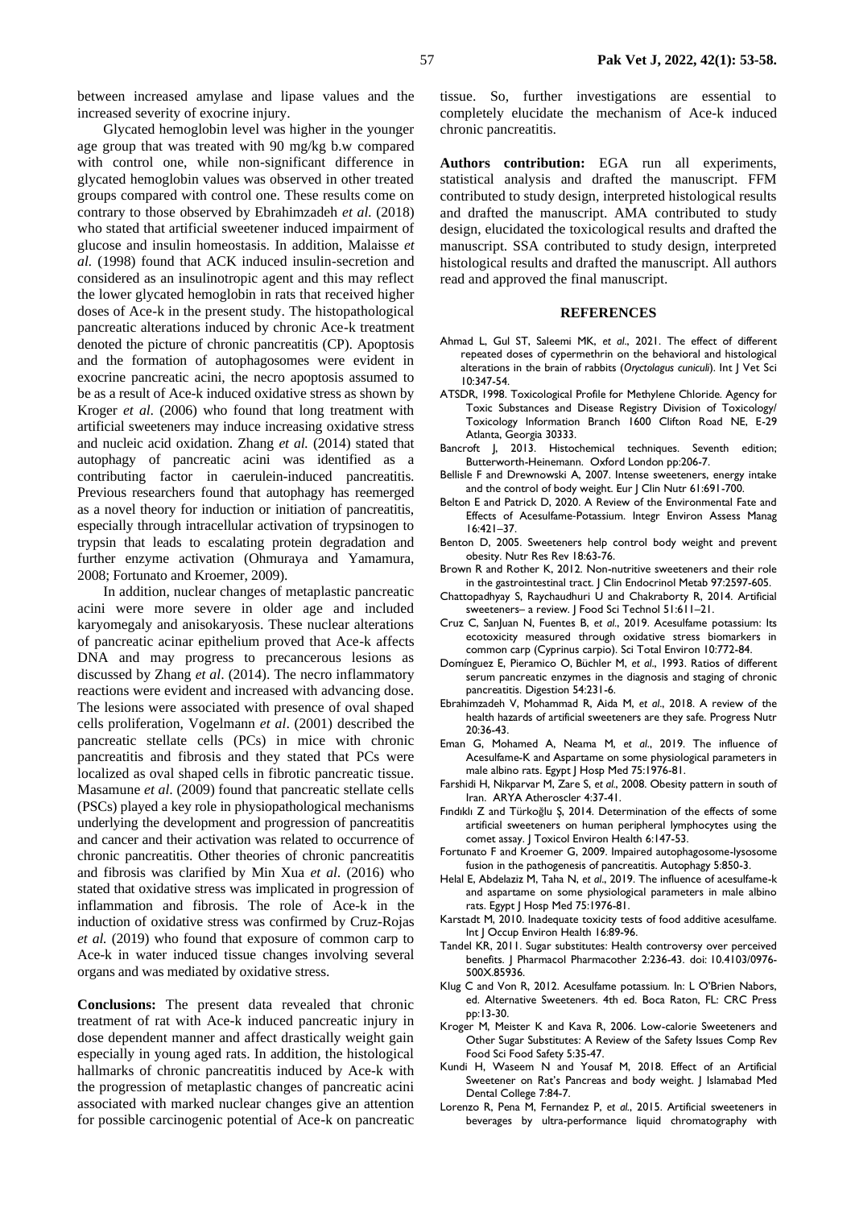between increased amylase and lipase values and the increased severity of exocrine injury.

Glycated hemoglobin level was higher in the younger age group that was treated with 90 mg/kg b.w compared with control one, while non-significant difference in glycated hemoglobin values was observed in other treated groups compared with control one. These results come on contrary to those observed by Ebrahimzadeh *et al.* (2018) who stated that artificial sweetener induced impairment of glucose and insulin homeostasis. In addition, Malaisse *et al.* (1998) found that ACK induced insulin-secretion and considered as an insulinotropic agent and this may reflect the lower glycated hemoglobin in rats that received higher doses of Ace-k in the present study. The histopathological pancreatic alterations induced by chronic Ace-k treatment denoted the picture of chronic pancreatitis (CP). Apoptosis and the formation of autophagosomes were evident in exocrine pancreatic acini, the necro apoptosis assumed to be as a result of Ace-k induced oxidative stress as shown by Kroger *et al*. (2006) who found that long treatment with artificial sweeteners may induce increasing oxidative stress and nucleic acid oxidation. Zhang *et al.* (2014) stated that autophagy of pancreatic acini was identified as a contributing factor in caerulein-induced pancreatitis. Previous researchers found that autophagy has reemerged as a novel theory for induction or initiation of pancreatitis, especially through intracellular activation of trypsinogen to trypsin that leads to escalating protein degradation and further enzyme activation (Ohmuraya and Yamamura, 2008; Fortunato and Kroemer, 2009).

In addition, nuclear changes of metaplastic pancreatic acini were more severe in older age and included karyomegaly and anisokaryosis. These nuclear alterations of pancreatic acinar epithelium proved that Ace-k affects DNA and may progress to precancerous lesions as discussed by Zhang *et al*. (2014). The necro inflammatory reactions were evident and increased with advancing dose. The lesions were associated with presence of oval shaped cells proliferation, Vogelmann *et al*. (2001) described the pancreatic stellate cells (PCs) in mice with chronic pancreatitis and fibrosis and they stated that PCs were localized as oval shaped cells in fibrotic pancreatic tissue. Masamune *et al.* (2009) found that pancreatic stellate cells (PSCs) played a key role in physiopathological mechanisms underlying the development and progression of pancreatitis and cancer and their activation was related to occurrence of chronic pancreatitis. Other theories of chronic pancreatitis and fibrosis was clarified by Min Xua *et al*. (2016) who stated that oxidative stress was implicated in progression of inflammation and fibrosis. The role of Ace-k in the induction of oxidative stress was confirmed by Cruz-Rojas *et al.* (2019) who found that exposure of common carp to Ace-k in water induced tissue changes involving several organs and was mediated by oxidative stress.

**Conclusions:** The present data revealed that chronic treatment of rat with Ace-k induced pancreatic injury in dose dependent manner and affect drastically weight gain especially in young aged rats. In addition, the histological hallmarks of chronic pancreatitis induced by Ace-k with the progression of metaplastic changes of pancreatic acini associated with marked nuclear changes give an attention for possible carcinogenic potential of Ace-k on pancreatic tissue. So, further investigations are essential to completely elucidate the mechanism of Ace-k induced chronic pancreatitis.

**Authors contribution:** EGA run all experiments, statistical analysis and drafted the manuscript. FFM contributed to study design, interpreted histological results and drafted the manuscript. AMA contributed to study design, elucidated the toxicological results and drafted the manuscript. SSA contributed to study design, interpreted histological results and drafted the manuscript. All authors read and approved the final manuscript.

## REFERENCES

- Ahmad L, Gul ST, Saleemi MK, *et al*., 2021. The effect of different repeated doses of cypermethrin on the behavioral and histological alterations in the brain of rabbits (*Oryctolagus cuniculi*). Int J Vet Sci 10:347-54.
- ATSDR, 1998. Toxicological Profile for Methylene Chloride. Agency for Toxic Substances and Disease Registry Division of Toxicology/ Toxicology Information Branch 1600 Clifton Road NE, E-29 Atlanta, Georgia 30333.
- Bancroft J, 2013. Histochemical techniques. Seventh edition; Butterworth-Heinemann. Oxford London pp:206-7.
- Bellisle F and Drewnowski A, 2007. Intense sweeteners, energy intake and the control of body weight. Eur J Clin Nutr 61:691-700.
- Belton E and Patrick D, 2020. A Review of the Environmental Fate and Effects of Acesulfame-Potassium. Integr Environ Assess Manag 16:421–37.
- Benton D, 2005. Sweeteners help control body weight and prevent obesity. Nutr Res Rev 18:63-76.
- Brown R and Rother K, 2012. Non-nutritive sweeteners and their role in the gastrointestinal tract. J Clin Endocrinol Metab 97:2597-605.
- Chattopadhyay S, Raychaudhuri U and Chakraborty R, 2014. Artificial sweeteners– a review. J Food Sci Technol 51:611–21.
- Cruz C, SanJuan N, Fuentes B, *et al*., 2019. Acesulfame potassium: Its ecotoxicity measured through oxidative stress biomarkers in common carp (Cyprinus carpio). Sci Total Environ 10:772-84.
- Domínguez E, Pieramico O, Büchler M, *et al*., 1993. Ratios of different serum pancreatic enzymes in the diagnosis and staging of chronic pancreatitis. Digestion 54:231-6.
- Ebrahimzadeh V, Mohammad R, Aida M, *et al*., 2018. A review of the health hazards of artificial sweeteners are they safe. Progress Nutr 20:36-43.
- Eman G, Mohamed A, Neama M, *et al*., 2019. The influence of Acesulfame-K and Aspartame on some physiological parameters in male albino rats. Egypt J Hosp Med 75:1976-81.
- Farshidi H, Nikparvar M, Zare S, *et al*., 2008. Obesity pattern in south of Iran. ARYA Atheroscler 4:37-41.
- Fındıklı Z and Türkoğlu Ş, 2014. Determination of the effects of some artificial sweeteners on human peripheral lymphocytes using the comet assay. J Toxicol Environ Health 6:147-53.
- Fortunato F and Kroemer G, 2009. Impaired autophagosome-lysosome fusion in the pathogenesis of pancreatitis. Autophagy 5:850-3.
- Helal E, Abdelaziz M, Taha N, *et al*., 2019. The influence of acesulfame-k and aspartame on some physiological parameters in male albino rats. Egypt J Hosp Med 75:1976-81.
- Karstadt M, 2010. Inadequate toxicity tests of food additive acesulfame. Int J Occup Environ Health 16:89-96.
- Tandel KR, 2011. Sugar substitutes: Health controversy over perceived benefits. J Pharmacol Pharmacother 2:236-43. doi: 10.4103/0976-500X.85936.
- Klug C and Von R, 2012. Acesulfame potassium. In: L O'Brien Nabors, ed. Alternative Sweeteners. 4th ed. Boca Raton, FL: CRC Press pp:13-30.
- Kroger M, Meister K and Kava R, 2006. Low-calorie Sweeteners and Other Sugar Substitutes: A Review of the Safety Issues Comp Rev Food Sci Food Safety 5:35-47.
- Kundi H, Waseem N and Yousaf M, 2018. Effect of an Artificial Sweetener on Rat's Pancreas and body weight. J Islamabad Med Dental College 7:84-7.
- Lorenzo R, Pena M, Fernandez P, *et al*., 2015. Artificial sweeteners in beverages by ultra-performance liquid chromatography with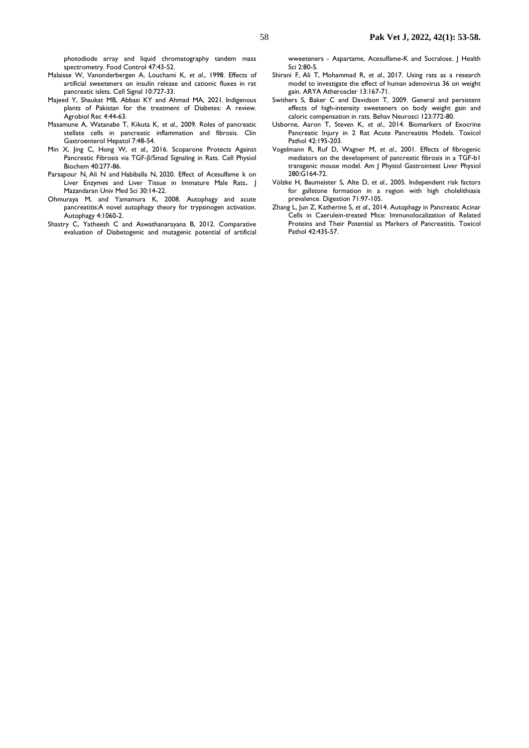photodiode array and liquid chromatography tandem mass spectrometry. Food Control 47:43-52.

Malaisse W, Vanonderbergen A, Louchami K, *et al*., 1998. Effects of artificial sweeteners on insulin release and cationic fluxes in rat pancreatic islets. Cell Signal 10:727-33.

Majeed Y, Shaukat MB, Abbasi KY and Ahmad MA, 2021. Indigenous plants of Pakistan for the treatment of Diabetes: A review. Agrobiol Rec 4:44-63.

Masamune A, Watanabe T, Kikuta K, *et al*., 2009. Roles of pancreatic stellate cells in pancreatic inflammation and fibrosis. Clin Gastroenterol Hepatol 7:48-54.

Min X, Jing C, Hong W, *et al.,* 2016. Scoparone Protects Against Pancreatic Fibrosis via TGF-β/Smad Signaling in Rats. Cell Physiol Biochem 40:277-86.

Parsapour N, Ali N and Habiballa N, 2020. Effect of Acesulfame k on Liver Enzymes and Liver Tissue in Immature Male Rats**.** J Mazandaran Univ Med Sci 30:14-22.

Ohmuraya M, and Yamamura K, 2008. Autophagy and acute pancreatitis:A novel autophagy theory for trypsinogen activation. Autophagy 4:1060-2.

Shastry C, Yatheesh C and Aswathanarayana B, 2012. Comparative evaluation of Diabetogenic and mutagenic potential of artificial wweeteners - Aspartame, Acesulfame-K and Sucralose. J Health Sci 2:80-5.

Shirani F, Ali T, Mohammad R, *et al*., 2017. Using rats as a research model to investigate the effect of human adenovirus 36 on weight gain. ARYA Atheroscler 13:167-71.

Swithers S, Baker C and Davidson T, 2009. General and persistent effects of high-intensity sweeteners on body weight gain and caloric compensation in rats. Behav Neurosci 123:772-80.

Usborne, Aaron T, Steven K, *et al*., 2014. Biomarkers of Exocrine Pancreatic Injury in 2 Rat Acute Pancreatitis Models. Toxicol Pathol 42:195-203.

Vogelmann R, Ruf D, Wagner M, *et al*., 2001. Effects of fibrogenic mediators on the development of pancreatic fibrosis in a TGF-b1 transgenic mouse model. Am J Physiol Gastrointest Liver Physiol 280:G164-72.

Völzke H, Baumeister S, Alte D, *et al*., 2005. Independent risk factors for gallstone formation in a region with high cholelithiasis prevalence. Digestion 71:97-105.

Zhang L, Jun Z, Katherine S, *et al*., 2014. Autophagy in Pancreatic Acinar Cells in Caerulein-treated Mice: Immunolocalization of Related Proteins and Their Potential as Markers of Pancreatitis. Toxicol Pathol 42:435-57.